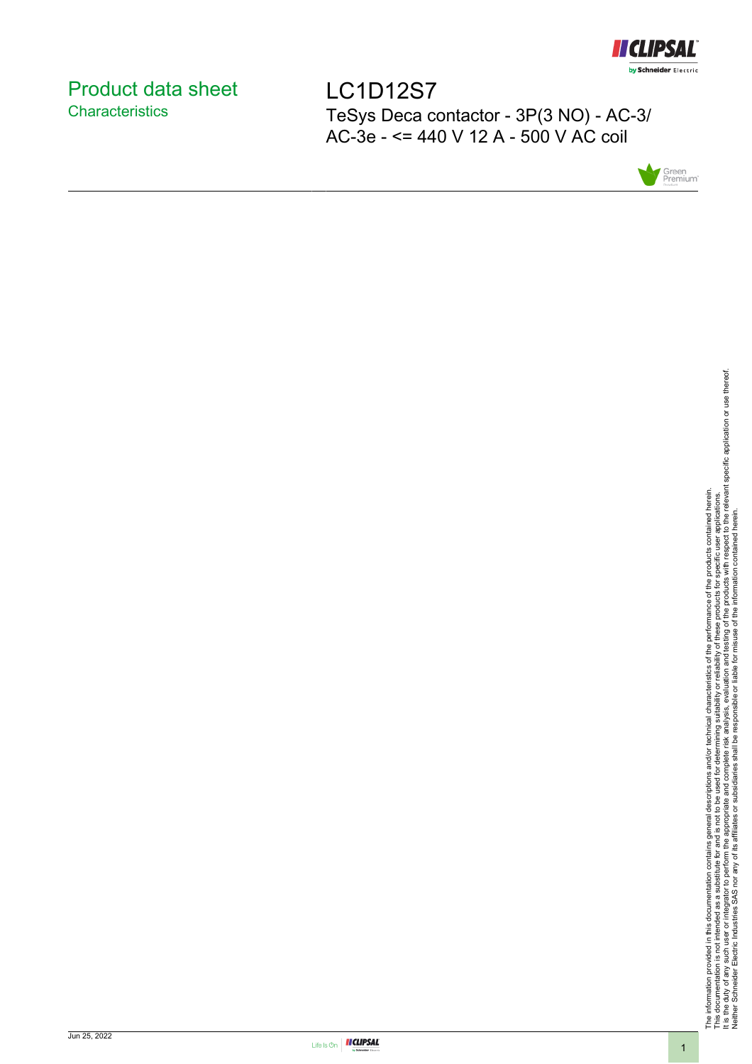# Product data sheet
## Characteristics

# LC1D12S7

TeSys Deca contactor - 3P(3 NO) - AC-3/ AC-3e - <= 440 V 12 A - 500 V AC coil

The information provided in this documentation contains general descriptions and/or technical characteristics of the performance of the products contained herein.
This documentation is not intended as a substitute for and is not to be used for determining suitability or reliability of these products for specific user applications.
It is the duty of any such user or integrator to perform the appropriate and complete risk analysis, evaluation and testing of the products with respect to the relevant specific application or use thereof.
Neither Schneider Electric Industries SAS nor any of its affiliates or subsidiaries shall be responsible or liable for misuse of the information contained herein.

Jun 25, 2022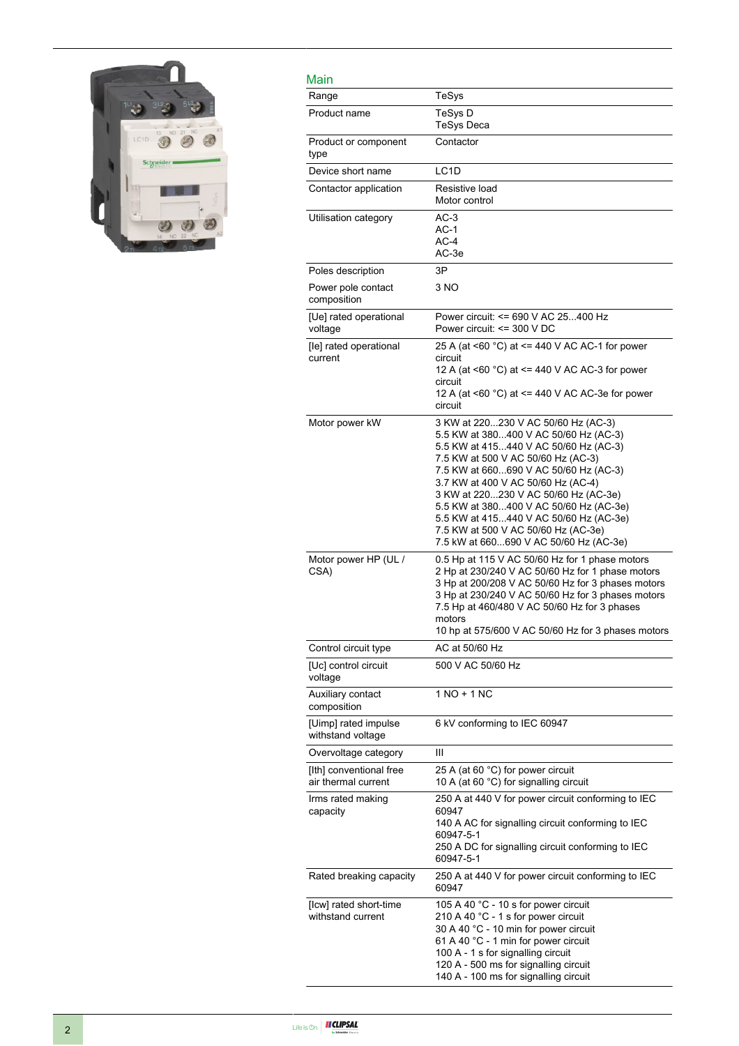## Main

| | |
|---|---|
| Range | TeSys |
| Product name | TeSys D<br>TeSys Deca |
| Product or component type | Contactor |
| Device short name | LC1D |
| Contactor application | Resistive load<br>Motor control |
| Utilisation category | AC-3<br>AC-1<br>AC-4<br>AC-3e |
| Poles description | 3P |
| Power pole contact composition | 3 NO |
| [Ue] rated operational voltage | Power circuit: <= 690 V AC 25...400 Hz<br>Power circuit: <= 300 V DC |
| [Ie] rated operational current | 25 A (at <60 °C) at <= 440 V AC AC-1 for power circuit<br>12 A (at <60 °C) at <= 440 V AC AC-3 for power circuit<br>12 A (at <60 °C) at <= 440 V AC AC-3e for power circuit |
| Motor power kW | 3 KW at 220...230 V AC 50/60 Hz (AC-3)<br>5.5 KW at 380...400 V AC 50/60 Hz (AC-3)<br>5.5 KW at 415...440 V AC 50/60 Hz (AC-3)<br>7.5 KW at 500 V AC 50/60 Hz (AC-3)<br>7.5 KW at 660...690 V AC 50/60 Hz (AC-3)<br>3.7 KW at 400 V AC 50/60 Hz (AC-4)<br>3 KW at 220...230 V AC 50/60 Hz (AC-3e)<br>5.5 KW at 380...400 V AC 50/60 Hz (AC-3e)<br>5.5 KW at 415...440 V AC 50/60 Hz (AC-3e)<br>7.5 KW at 500 V AC 50/60 Hz (AC-3e)<br>7.5 kW at 660...690 V AC 50/60 Hz (AC-3e) |
| Motor power HP (UL / CSA) | 0.5 Hp at 115 V AC 50/60 Hz for 1 phase motors<br>2 Hp at 230/240 V AC 50/60 Hz for 1 phase motors<br>3 Hp at 200/208 V AC 50/60 Hz for 3 phases motors<br>3 Hp at 230/240 V AC 50/60 Hz for 3 phases motors<br>7.5 Hp at 460/480 V AC 50/60 Hz for 3 phases motors<br>10 hp at 575/600 V AC 50/60 Hz for 3 phases motors |
| Control circuit type | AC at 50/60 Hz |
| [Uc] control circuit voltage | 500 V AC 50/60 Hz |
| Auxiliary contact composition | 1 NO + 1 NC |
| [Uimp] rated impulse withstand voltage | 6 kV conforming to IEC 60947 |
| Overvoltage category | III |
| [Ith] conventional free air thermal current | 25 A (at 60 °C) for power circuit<br>10 A (at 60 °C) for signalling circuit |
| Irms rated making capacity | 250 A at 440 V for power circuit conforming to IEC 60947<br>140 A AC for signalling circuit conforming to IEC 60947-5-1<br>250 A DC for signalling circuit conforming to IEC 60947-5-1 |
| Rated breaking capacity | 250 A at 440 V for power circuit conforming to IEC 60947 |
| [Icw] rated short-time withstand current | 105 A 40 °C - 10 s for power circuit<br>210 A 40 °C - 1 s for power circuit<br>30 A 40 °C - 10 min for power circuit<br>61 A 40 °C - 1 min for power circuit<br>100 A - 1 s for signalling circuit<br>120 A - 500 ms for signalling circuit<br>140 A - 100 ms for signalling circuit |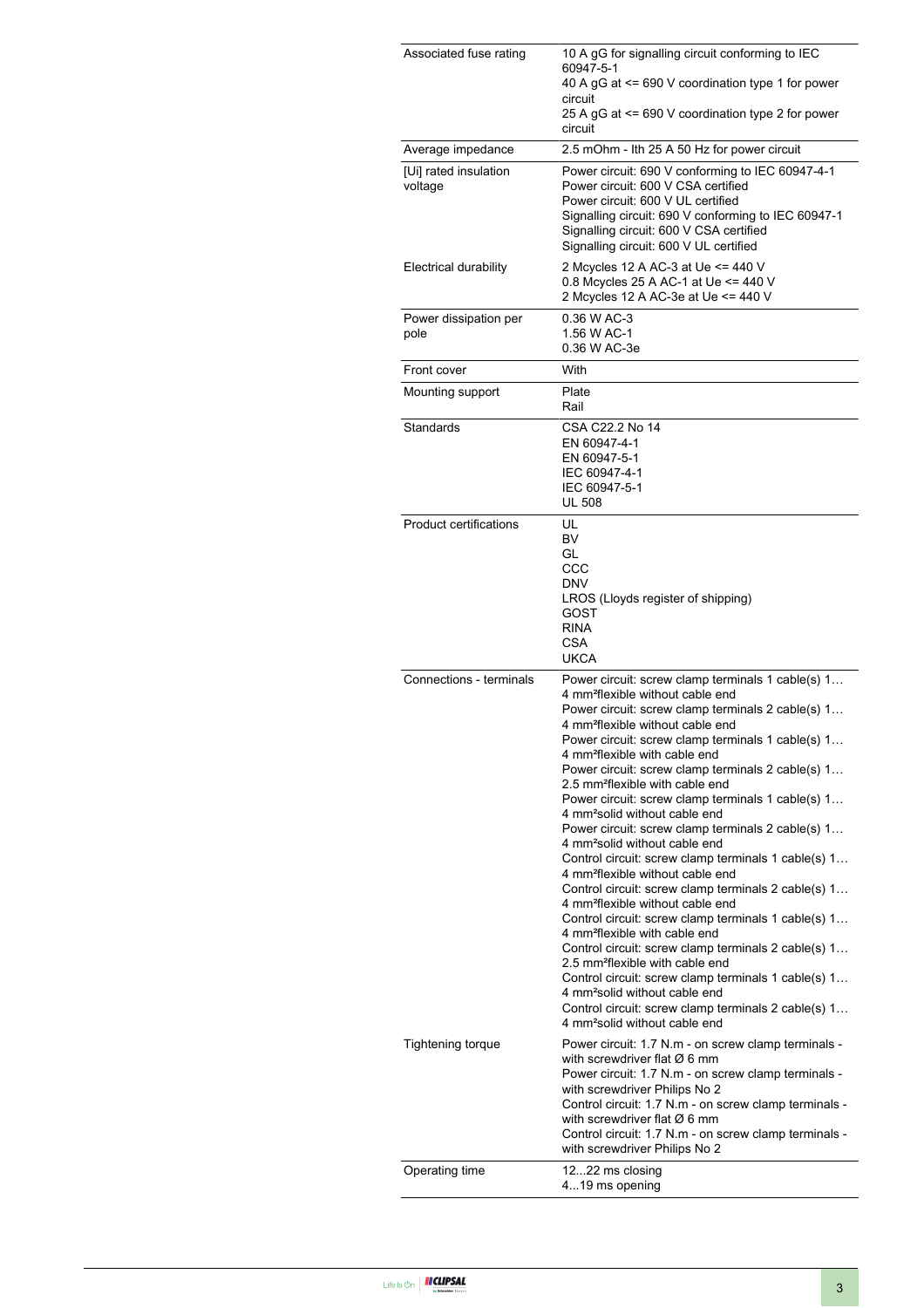| | |
|---|---|
| Associated fuse rating | 10 A gG for signalling circuit conforming to IEC 60947-5-1<br>40 A gG at <= 690 V coordination type 1 for power circuit<br>25 A gG at <= 690 V coordination type 2 for power circuit |
| Average impedance | 2.5 mOhm - Ith 25 A 50 Hz for power circuit |
| [Ui] rated insulation voltage | Power circuit: 690 V conforming to IEC 60947-4-1<br>Power circuit: 600 V CSA certified<br>Power circuit: 600 V UL certified<br>Signalling circuit: 690 V conforming to IEC 60947-1<br>Signalling circuit: 600 V CSA certified<br>Signalling circuit: 600 V UL certified |
| Electrical durability | 2 Mcycles 12 A AC-3 at Ue <= 440 V<br>0.8 Mcycles 25 A AC-1 at Ue <= 440 V<br>2 Mcycles 12 A AC-3e at Ue <= 440 V |
| Power dissipation per pole | 0.36 W AC-3<br>1.56 W AC-1<br>0.36 W AC-3e |
| Front cover | With |
| Mounting support | Plate<br>Rail |
| Standards | CSA C22.2 No 14<br>EN 60947-4-1<br>EN 60947-5-1<br>IEC 60947-4-1<br>IEC 60947-5-1<br>UL 508 |
| Product certifications | UL<br>BV<br>GL<br>CCC<br>DNV<br>LROS (Lloyds register of shipping)<br>GOST<br>RINA<br>CSA<br>UKCA |
| Connections - terminals | Power circuit: screw clamp terminals 1 cable(s) 1…4 mm²flexible without cable end<br>Power circuit: screw clamp terminals 2 cable(s) 1…4 mm²flexible without cable end<br>Power circuit: screw clamp terminals 1 cable(s) 1…4 mm²flexible with cable end<br>Power circuit: screw clamp terminals 2 cable(s) 1…2.5 mm²flexible with cable end<br>Power circuit: screw clamp terminals 1 cable(s) 1…4 mm²solid without cable end<br>Power circuit: screw clamp terminals 2 cable(s) 1…4 mm²solid without cable end<br>Control circuit: screw clamp terminals 1 cable(s) 1…4 mm²flexible without cable end<br>Control circuit: screw clamp terminals 2 cable(s) 1…4 mm²flexible without cable end<br>Control circuit: screw clamp terminals 1 cable(s) 1…4 mm²flexible with cable end<br>Control circuit: screw clamp terminals 2 cable(s) 1…2.5 mm²flexible with cable end<br>Control circuit: screw clamp terminals 1 cable(s) 1…4 mm²solid without cable end<br>Control circuit: screw clamp terminals 2 cable(s) 1…4 mm²solid without cable end |
| Tightening torque | Power circuit: 1.7 N.m - on screw clamp terminals - with screwdriver flat Ø 6 mm<br>Power circuit: 1.7 N.m - on screw clamp terminals - with screwdriver Philips No 2<br>Control circuit: 1.7 N.m - on screw clamp terminals - with screwdriver flat Ø 6 mm<br>Control circuit: 1.7 N.m - on screw clamp terminals - with screwdriver Philips No 2 |
| Operating time | 12...22 ms closing<br>4...19 ms opening |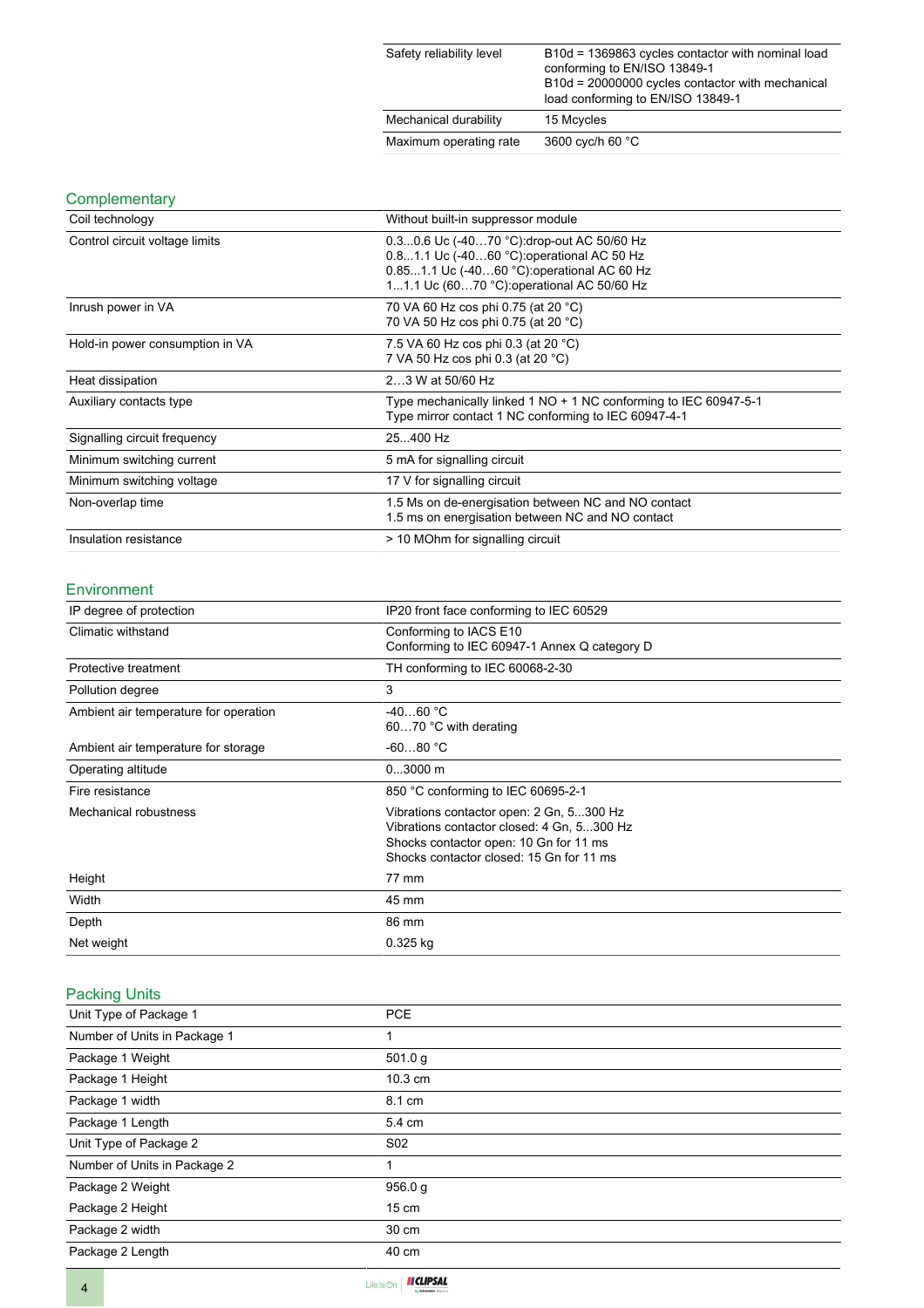| | |
|---|---|
| Safety reliability level | B10d = 1369863 cycles contactor with nominal load conforming to EN/ISO 13849-1<br>B10d = 20000000 cycles contactor with mechanical load conforming to EN/ISO 13849-1 |
| Mechanical durability | 15 Mcycles |
| Maximum operating rate | 3600 cyc/h 60 °C |

## Complementary

| | |
|---|---|
| Coil technology | Without built-in suppressor module |
| Control circuit voltage limits | 0.3...0.6 Uc (-40…70 °C):drop-out AC 50/60 Hz<br>0.8...1.1 Uc (-40…60 °C):operational AC 50 Hz<br>0.85...1.1 Uc (-40…60 °C):operational AC 60 Hz<br>1...1.1 Uc (60…70 °C):operational AC 50/60 Hz |
| Inrush power in VA | 70 VA 60 Hz cos phi 0.75 (at 20 °C)<br>70 VA 50 Hz cos phi 0.75 (at 20 °C) |
| Hold-in power consumption in VA | 7.5 VA 60 Hz cos phi 0.3 (at 20 °C)<br>7 VA 50 Hz cos phi 0.3 (at 20 °C) |
| Heat dissipation | 2…3 W at 50/60 Hz |
| Auxiliary contacts type | Type mechanically linked 1 NO + 1 NC conforming to IEC 60947-5-1<br>Type mirror contact 1 NC conforming to IEC 60947-4-1 |
| Signalling circuit frequency | 25...400 Hz |
| Minimum switching current | 5 mA for signalling circuit |
| Minimum switching voltage | 17 V for signalling circuit |
| Non-overlap time | 1.5 Ms on de-energisation between NC and NO contact<br>1.5 ms on energisation between NC and NO contact |
| Insulation resistance | > 10 MOhm for signalling circuit |

## Environment

| | |
|---|---|
| IP degree of protection | IP20 front face conforming to IEC 60529 |
| Climatic withstand | Conforming to IACS E10<br>Conforming to IEC 60947-1 Annex Q category D |
| Protective treatment | TH conforming to IEC 60068-2-30 |
| Pollution degree | 3 |
| Ambient air temperature for operation | -40…60 °C<br>60…70 °C with derating |
| Ambient air temperature for storage | -60...80 °C |
| Operating altitude | 0...3000 m |
| Fire resistance | 850 °C conforming to IEC 60695-2-1 |
| Mechanical robustness | Vibrations contactor open: 2 Gn, 5...300 Hz<br>Vibrations contactor closed: 4 Gn, 5...300 Hz<br>Shocks contactor open: 10 Gn for 11 ms<br>Shocks contactor closed: 15 Gn for 11 ms |
| Height | 77 mm |
| Width | 45 mm |
| Depth | 86 mm |
| Net weight | 0.325 kg |

## Packing Units

| | |
|---|---|
| Unit Type of Package 1 | PCE |
| Number of Units in Package 1 | 1 |
| Package 1 Weight | 501.0 g |
| Package 1 Height | 10.3 cm |
| Package 1 width | 8.1 cm |
| Package 1 Length | 5.4 cm |
| Unit Type of Package 2 | S02 |
| Number of Units in Package 2 | 1 |
| Package 2 Weight | 956.0 g |
| Package 2 Height | 15 cm |
| Package 2 width | 30 cm |
| Package 2 Length | 40 cm |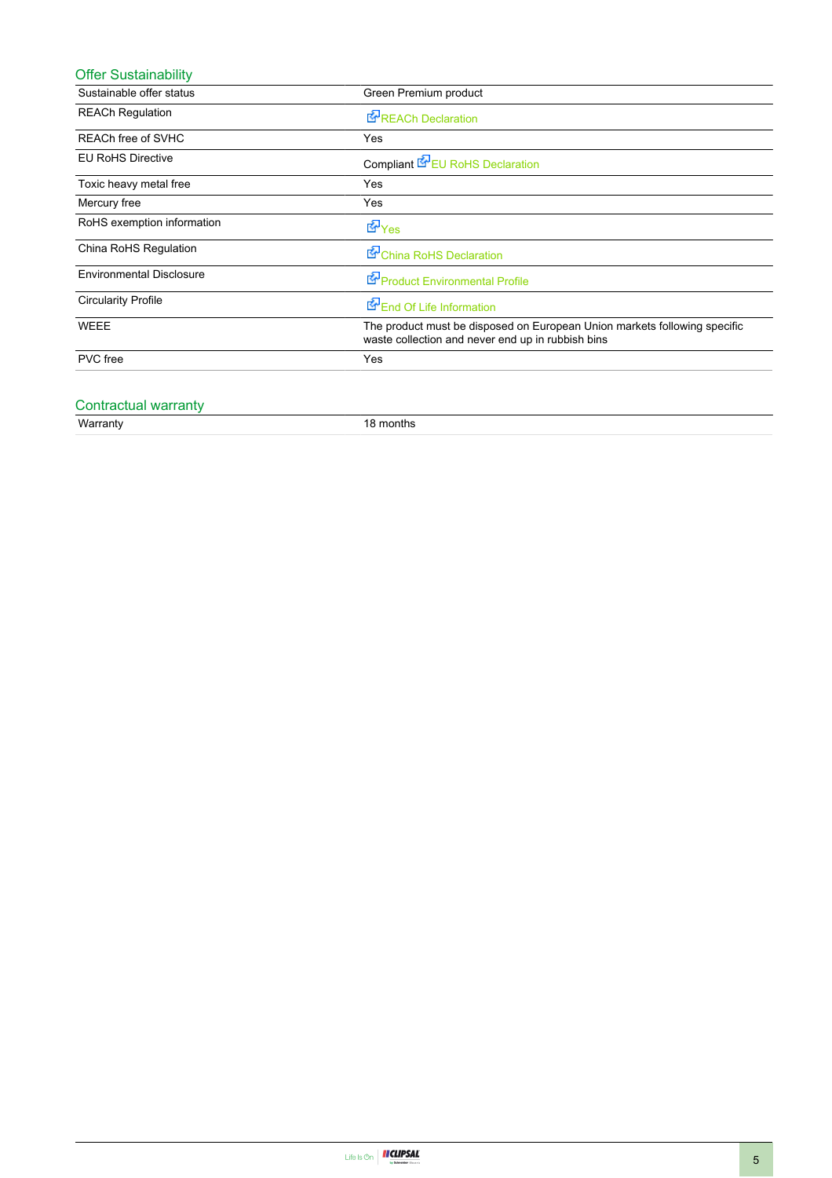## Offer Sustainability

| | |
|---|---|
| Sustainable offer status | Green Premium product |
| REACh Regulation | REACh Declaration |
| REACh free of SVHC | Yes |
| EU RoHS Directive | Compliant EU RoHS Declaration |
| Toxic heavy metal free | Yes |
| Mercury free | Yes |
| RoHS exemption information | Yes |
| China RoHS Regulation | China RoHS Declaration |
| Environmental Disclosure | Product Environmental Profile |
| Circularity Profile | End Of Life Information |
| WEEE | The product must be disposed on European Union markets following specific waste collection and never end up in rubbish bins |
| PVC free | Yes |

## Contractual warranty

| | |
|---|---|
| Warranty | 18 months |